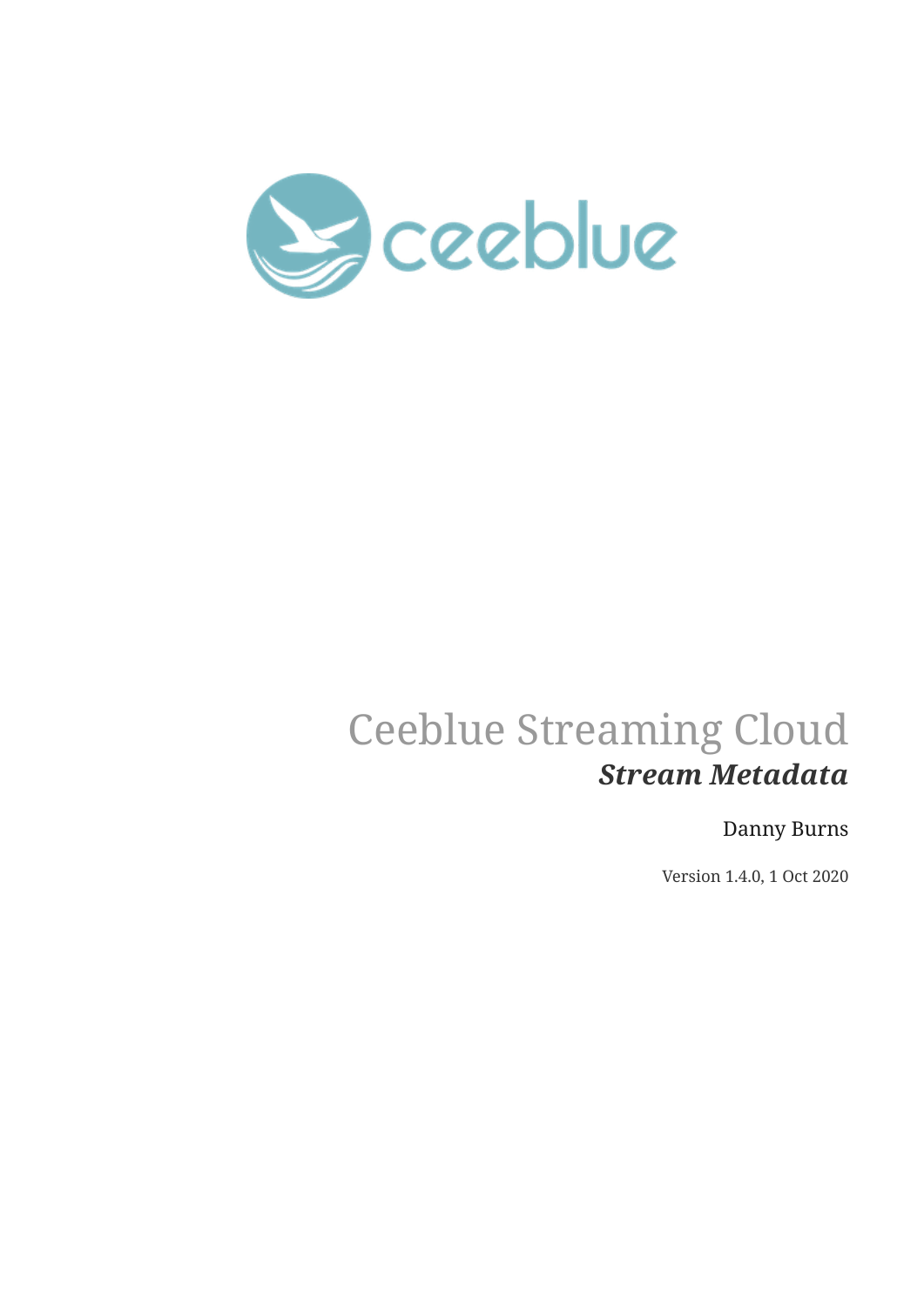# Ceeblue Streaming Cloud

## *Stream Metadata*

Danny Burns

Version 1.4.0, 1 Oct 2020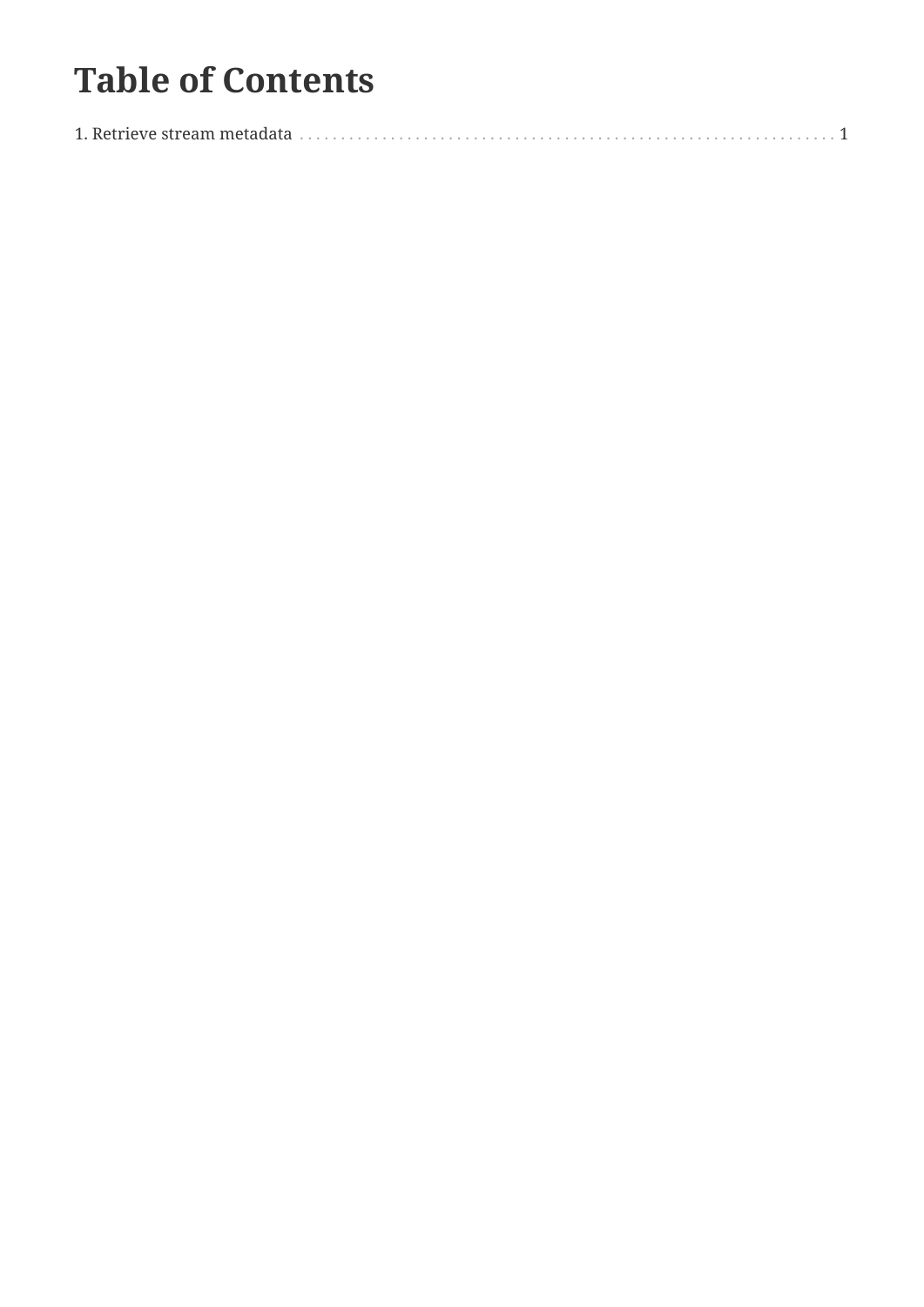# Table of Contents

1. Retrieve stream metadata . . . . . . . . . . . . . . . . . . . . . . . . . . . . . . . . . . . . . . . . . . . . . . . . . . . . . . . . . . . . . . . . . 1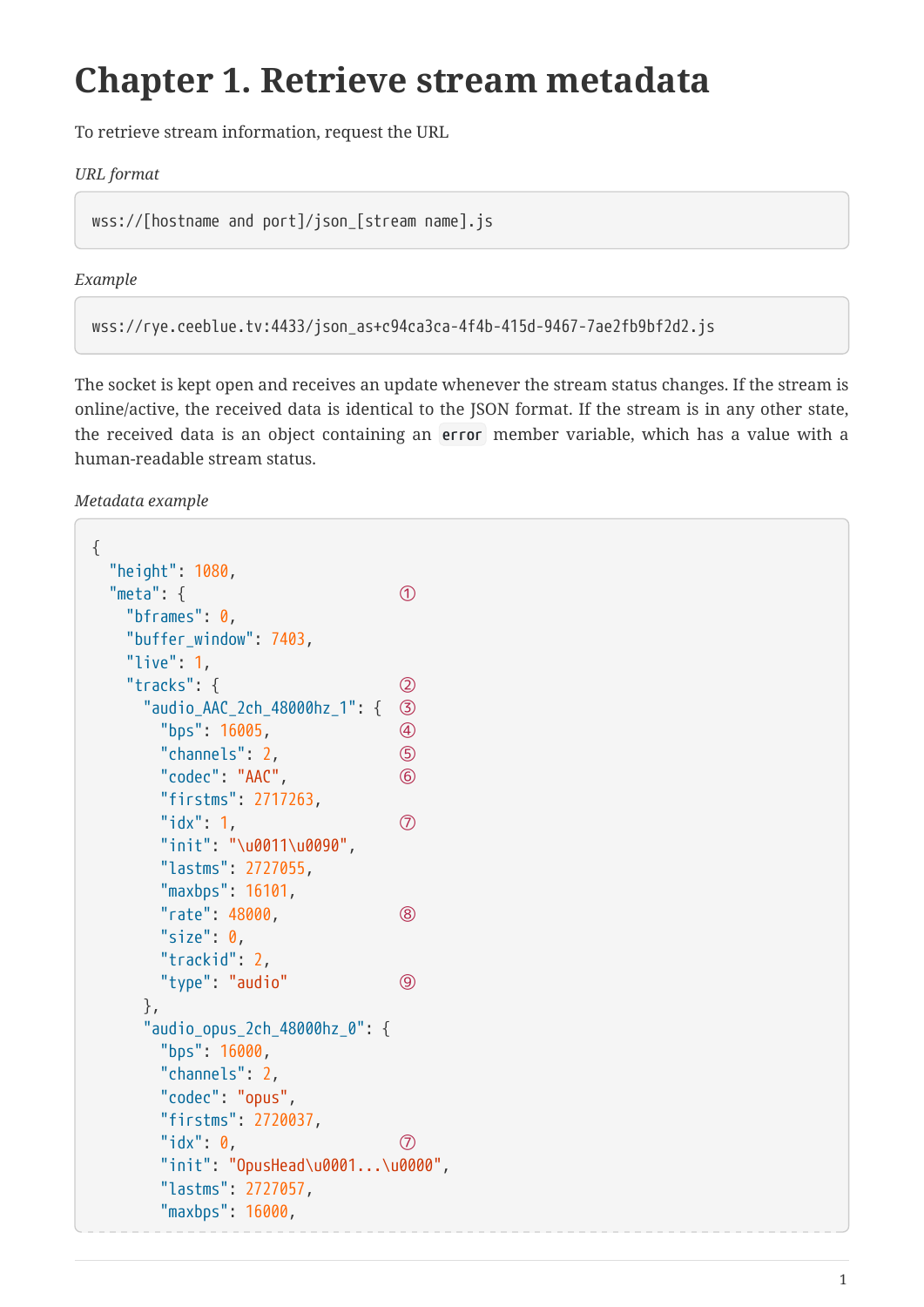# Chapter 1. Retrieve stream metadata

To retrieve stream information, request the URL

*URL format*

```
wss://[hostname and port]/json_[stream name].js
```

*Example*

```
wss://rye.ceeblue.tv:4433/json_as+c94ca3ca-4f4b-415d-9467-7ae2fb9bf2d2.js
```

The socket is kept open and receives an update whenever the stream status changes. If the stream is online/active, the received data is identical to the JSON format. If the stream is in any other state, the received data is an object containing an `error` member variable, which has a value with a human-readable stream status.

*Metadata example*

```
{
  "height": 1080,
  "meta": {                         ①
    "bframes": 0,
    "buffer_window": 7403,
    "live": 1,
    "tracks": {                     ②
      "audio_AAC_2ch_48000hz_1": {  ③
        "bps": 16005,               ④
        "channels": 2,              ⑤
        "codec": "AAC",             ⑥
        "firstms": 2717263,
        "idx": 1,                   ⑦
        "init": "\u0011\u0090",
        "lastms": 2727055,
        "maxbps": 16101,
        "rate": 48000,              ⑧
        "size": 0,
        "trackid": 2,
        "type": "audio"             ⑨
      },
      "audio_opus_2ch_48000hz_0": {
        "bps": 16000,
        "channels": 2,
        "codec": "opus",
        "firstms": 2720037,
        "idx": 0,                   ⑦
        "init": "OpusHead\u0001...\u0000",
        "lastms": 2727057,
        "maxbps": 16000,
```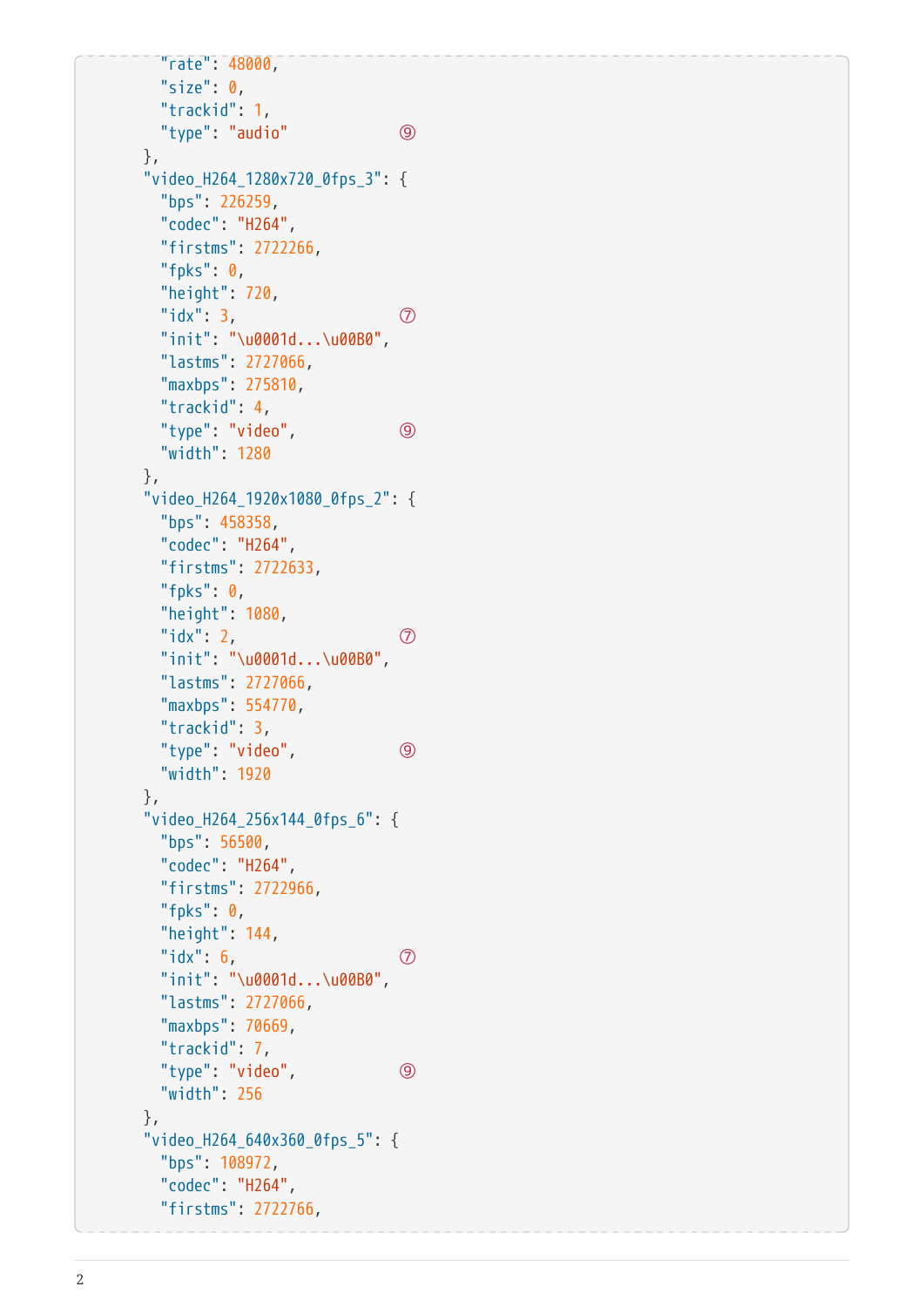```
        "rate": 48000,
        "size": 0,
        "trackid": 1,
        "type": "audio"             ⑨
      },
      "video_H264_1280x720_0fps_3": {
        "bps": 226259,
        "codec": "H264",
        "firstms": 2722266,
        "fpks": 0,
        "height": 720,
        "idx": 3,                   ⑦
        "init": "\u0001d...\u00B0",
        "lastms": 2727066,
        "maxbps": 275810,
        "trackid": 4,
        "type": "video",            ⑨
        "width": 1280
      },
      "video_H264_1920x1080_0fps_2": {
        "bps": 458358,
        "codec": "H264",
        "firstms": 2722633,
        "fpks": 0,
        "height": 1080,
        "idx": 2,                   ⑦
        "init": "\u0001d...\u00B0",
        "lastms": 2727066,
        "maxbps": 554770,
        "trackid": 3,
        "type": "video",            ⑨
        "width": 1920
      },
      "video_H264_256x144_0fps_6": {
        "bps": 56500,
        "codec": "H264",
        "firstms": 2722966,
        "fpks": 0,
        "height": 144,
        "idx": 6,                   ⑦
        "init": "\u0001d...\u00B0",
        "lastms": 2727066,
        "maxbps": 70669,
        "trackid": 7,
        "type": "video",            ⑨
        "width": 256
      },
      "video_H264_640x360_0fps_5": {
        "bps": 108972,
        "codec": "H264",
        "firstms": 2722766,
```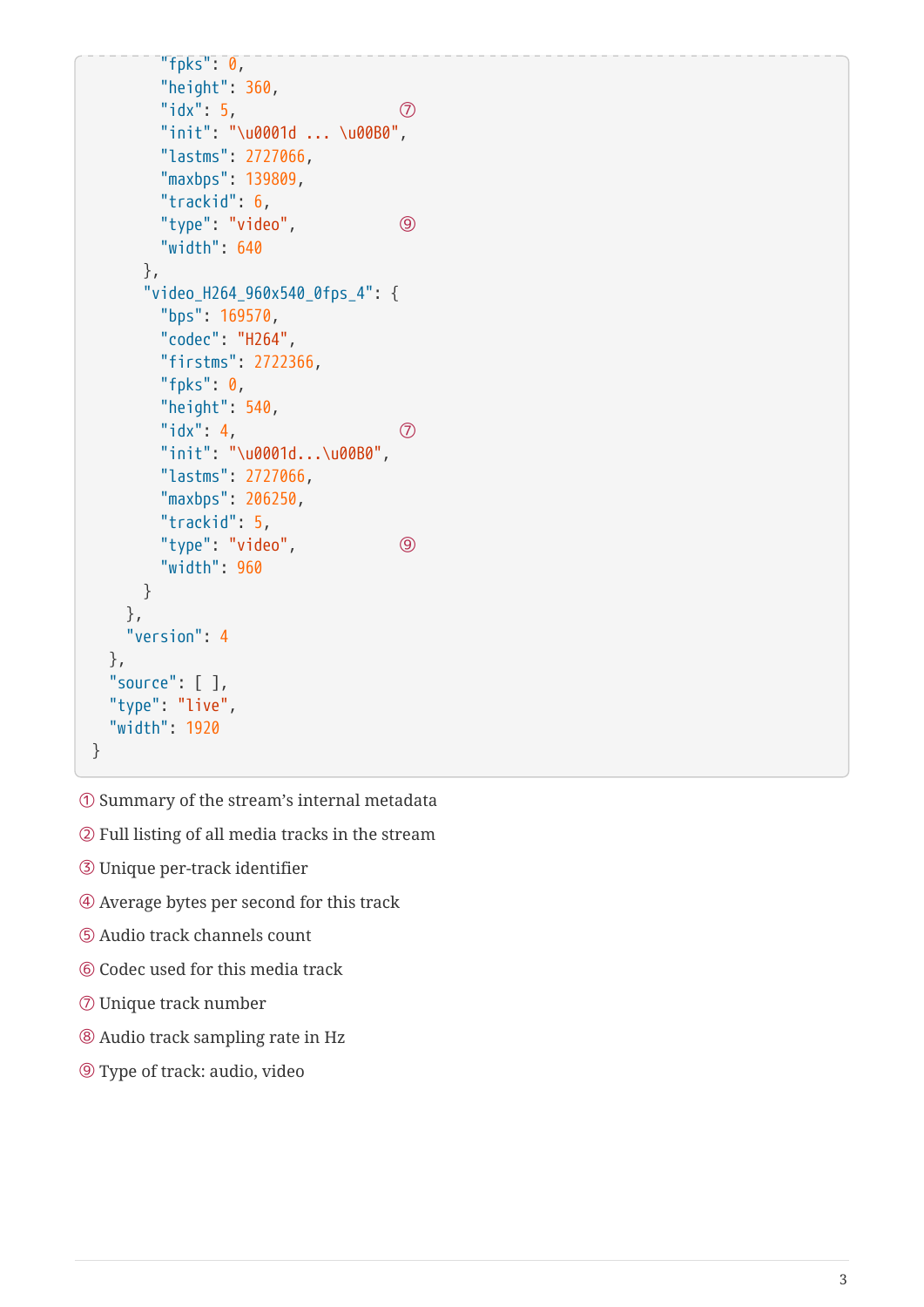```
        "fpks": 0,
        "height": 360,
        "idx": 5,                    ⑦
        "init": "\u0001d ... \u00B0",
        "lastms": 2727066,
        "maxbps": 139809,
        "trackid": 6,
        "type": "video",             ⑨
        "width": 640
      },
      "video_H264_960x540_0fps_4": {
        "bps": 169570,
        "codec": "H264",
        "firstms": 2722366,
        "fpks": 0,
        "height": 540,
        "idx": 4,                    ⑦
        "init": "\u0001d...\u00B0",
        "lastms": 2727066,
        "maxbps": 206250,
        "trackid": 5,
        "type": "video",             ⑨
        "width": 960
      }
    },
    "version": 4
  },
  "source": [ ],
  "type": "live",
  "width": 1920
}
```

① Summary of the stream's internal metadata

② Full listing of all media tracks in the stream

③ Unique per-track identifier

④ Average bytes per second for this track

⑤ Audio track channels count

⑥ Codec used for this media track

⑦ Unique track number

⑧ Audio track sampling rate in Hz

⑨ Type of track: audio, video